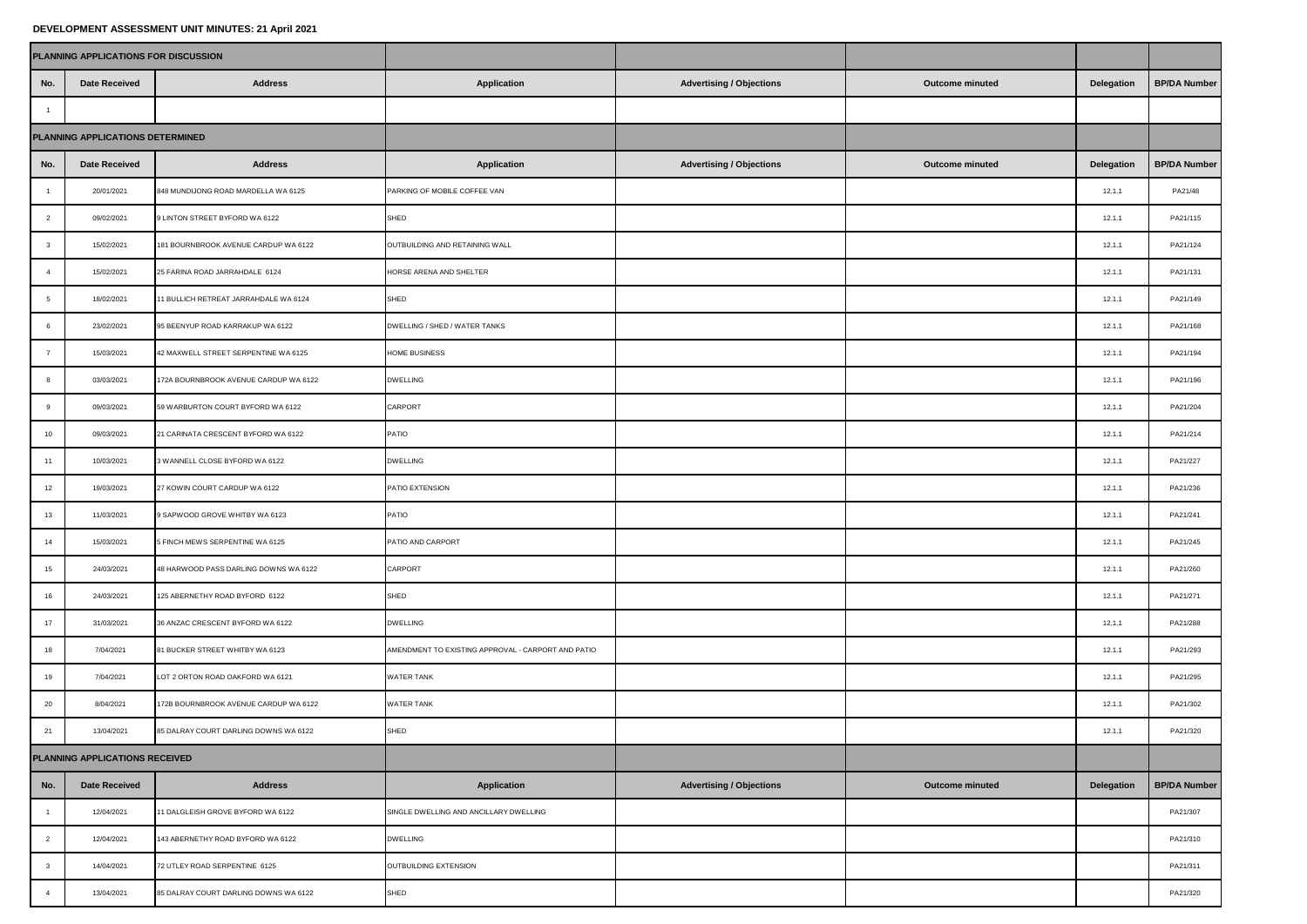# DEVELOPMENT ASSESSMENT UNIT MINUTES: 21 April 2021

| PLANNING APPLICATIONS FOR DISCUSSION | | | | | | | |
|---|---|---|---|---|---|---|---|
| **No.** | **Date Received** | **Address** | **Application** | **Advertising / Objections** | **Outcome minuted** | **Delegation** | **BP/DA Number** |
| 1 | | | | | | | |
| **PLANNING APPLICATIONS DETERMINED** | | | | | | | |
| **No.** | **Date Received** | **Address** | **Application** | **Advertising / Objections** | **Outcome minuted** | **Delegation** | **BP/DA Number** |
| 1 | 20/01/2021 | 848 MUNDIJONG ROAD MARDELLA WA 6125 | PARKING OF MOBILE COFFEE VAN | | | 12.1.1 | PA21/48 |
| 2 | 09/02/2021 | 9 LINTON STREET BYFORD WA 6122 | SHED | | | 12.1.1 | PA21/115 |
| 3 | 15/02/2021 | 181 BOURNBROOK AVENUE CARDUP WA 6122 | OUTBUILDING AND RETAINING WALL | | | 12.1.1 | PA21/124 |
| 4 | 15/02/2021 | 25 FARINA ROAD JARRAHDALE 6124 | HORSE ARENA AND SHELTER | | | 12.1.1 | PA21/131 |
| 5 | 18/02/2021 | 11 BULLICH RETREAT JARRAHDALE WA 6124 | SHED | | | 12.1.1 | PA21/149 |
| 6 | 23/02/2021 | 95 BEENYUP ROAD KARRAKUP WA 6122 | DWELLING / SHED / WATER TANKS | | | 12.1.1 | PA21/168 |
| 7 | 15/03/2021 | 42 MAXWELL STREET SERPENTINE WA 6125 | HOME BUSINESS | | | 12.1.1 | PA21/194 |
| 8 | 03/03/2021 | 172A BOURNBROOK AVENUE CARDUP WA 6122 | DWELLING | | | 12.1.1 | PA21/196 |
| 9 | 09/03/2021 | 59 WARBURTON COURT BYFORD WA 6122 | CARPORT | | | 12.1.1 | PA21/204 |
| 10 | 09/03/2021 | 21 CARINATA CRESCENT BYFORD WA 6122 | PATIO | | | 12.1.1 | PA21/214 |
| 11 | 10/03/2021 | 3 WANNELL CLOSE BYFORD WA 6122 | DWELLING | | | 12.1.1 | PA21/227 |
| 12 | 19/03/2021 | 27 KOWIN COURT CARDUP WA 6122 | PATIO EXTENSION | | | 12.1.1 | PA21/236 |
| 13 | 11/03/2021 | 9 SAPWOOD GROVE WHITBY WA 6123 | PATIO | | | 12.1.1 | PA21/241 |
| 14 | 15/03/2021 | 5 FINCH MEWS SERPENTINE WA 6125 | PATIO AND CARPORT | | | 12.1.1 | PA21/245 |
| 15 | 24/03/2021 | 48 HARWOOD PASS DARLING DOWNS WA 6122 | CARPORT | | | 12.1.1 | PA21/260 |
| 16 | 24/03/2021 | 125 ABERNETHY ROAD BYFORD 6122 | SHED | | | 12.1.1 | PA21/271 |
| 17 | 31/03/2021 | 36 ANZAC CRESCENT BYFORD WA 6122 | DWELLING | | | 12.1.1 | PA21/288 |
| 18 | 7/04/2021 | 81 BUCKER STREET WHITBY WA 6123 | AMENDMENT TO EXISTING APPROVAL - CARPORT AND PATIO | | | 12.1.1 | PA21/293 |
| 19 | 7/04/2021 | LOT 2 ORTON ROAD OAKFORD WA 6121 | WATER TANK | | | 12.1.1 | PA21/295 |
| 20 | 8/04/2021 | 172B BOURNBROOK AVENUE CARDUP WA 6122 | WATER TANK | | | 12.1.1 | PA21/302 |
| 21 | 13/04/2021 | 85 DALRAY COURT DARLING DOWNS WA 6122 | SHED | | | 12.1.1 | PA21/320 |
| **PLANNING APPLICATIONS RECEIVED** | | | | | | | |
| **No.** | **Date Received** | **Address** | **Application** | **Advertising / Objections** | **Outcome minuted** | **Delegation** | **BP/DA Number** |
| 1 | 12/04/2021 | 11 DALGLEISH GROVE BYFORD WA 6122 | SINGLE DWELLING AND ANCILLARY DWELLING | | | | PA21/307 |
| 2 | 12/04/2021 | 143 ABERNETHY ROAD BYFORD WA 6122 | DWELLING | | | | PA21/310 |
| 3 | 14/04/2021 | 72 UTLEY ROAD SERPENTINE 6125 | OUTBUILDING EXTENSION | | | | PA21/311 |
| 4 | 13/04/2021 | 85 DALRAY COURT DARLING DOWNS WA 6122 | SHED | | | | PA21/320 |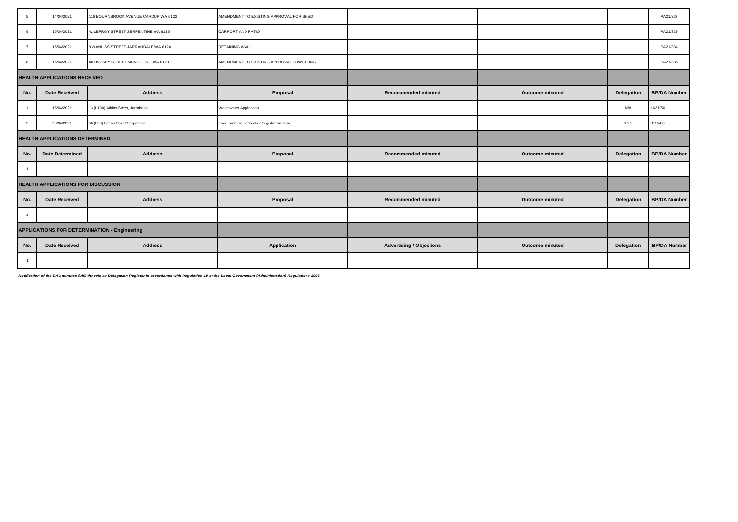| | | | | | | | |
|---|---|---|---|---|---|---|---|
| 5 | 14/04/2021 | 116 BOURNBROOK AVENUE CARDUP WA 6122 | AMENDMENT TO EXISTING APPROVAL FOR SHED | | | | PA21/327 |
| 6 | 15/04/2021 | 42 LEFROY STREET SERPENTINE WA 6125 | CARPORT AND PATIO | | | | PA21/329 |
| 7 | 15/04/2021 | 9 WANLISS STREET JARRAHDALE WA 6124 | RETAINING WALL | | | | PA21/334 |
| 8 | 15/04/2021 | 40 LIVESEY STREET MUNDIJONG WA 6123 | AMENDMENT TO EXISTING APPROVAL - DWELLING | | | | PA21/335 |

**HEALTH APPLICATIONS RECEIVED**

| No. | Date Received | Address | Proposal | Recommended minuted | Outcome minuted | Delegation | BP/DA Number |
|---|---|---|---|---|---|---|---|
| 1 | 16/04/2021 | 13 (L194) Atkins Street, Jarrahdale | Wastewater Application | | | N/A | HA21/56 |
| 2 | 20/04/2021 | 58 (L56) Lefroy Street Serpentine | Food premise notification/registration form | | | 6.1.2 | FB15/88 |

**HEALTH APPLICATIONS DETERMINED**

| No. | Date Determined | Address | Proposal | Recommended minuted | Outcome minuted | Delegation | BP/DA Number |
|---|---|---|---|---|---|---|---|
| 1 | | | | | | | |

**HEALTH APPLICATIONS FOR DISCUSSION**

| No. | Date Received | Address | Proposal | Recommended minuted | Outcome minuted | Delegation | BP/DA Number |
|---|---|---|---|---|---|---|---|
| 1 | | | | | | | |

**APPLICATIONS FOR DETERMINATION - Engineering**

| No. | Date Received | Address | Application | Advertising / Objections | Outcome minuted | Delegation | BP/DA Number |
|---|---|---|---|---|---|---|---|
| 1 | | | | | | | |

*Notification of the DAU minutes fulfil the role as Delegation Register in accordance with Regulation 19 or the Local Government (Administration) Regulations 1996*